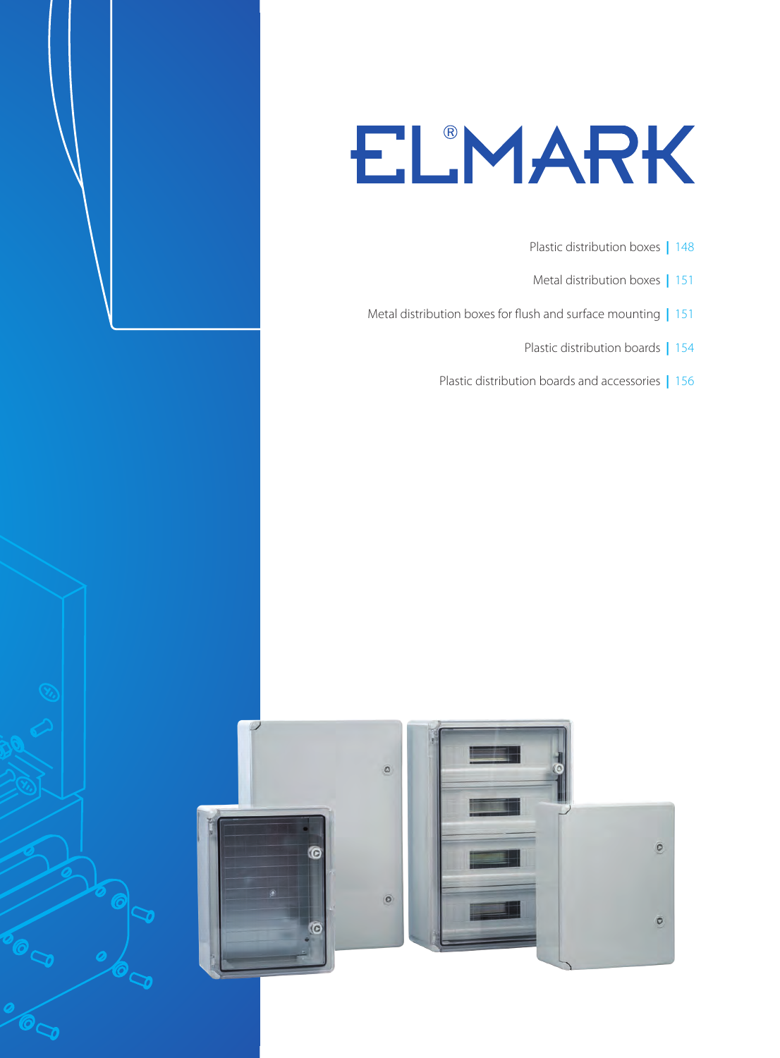# ELMARK®

Plastic distribution boxes | 148

Metal distribution boxes | 151

Metal distribution boxes for flush and surface mounting | 151

Plastic distribution boards | 154

Plastic distribution boards and accessories | 156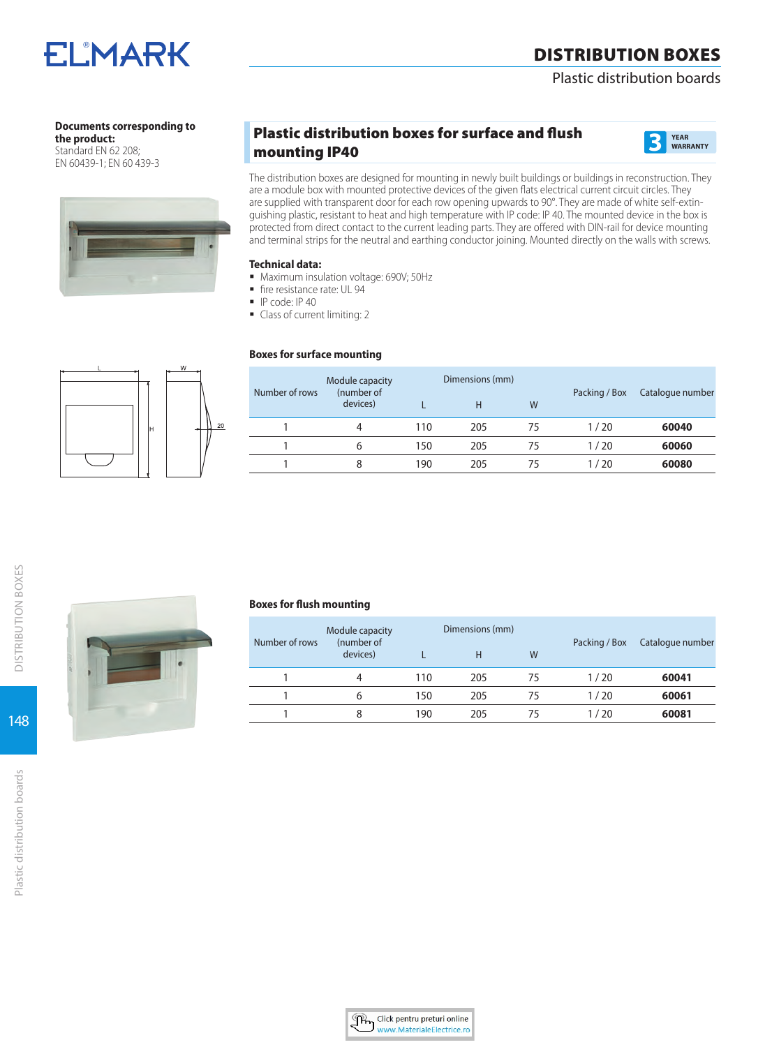**Documents corresponding to the product:**
Standard EN 62 208;
EN 60439-1; EN 60 439-3

## Plastic distribution boxes for surface and flush mounting IP40

3 YEAR WARRANTY

The distribution boxes are designed for mounting in newly built buildings or buildings in reconstruction. They are a module box with mounted protective devices of the given flats electrical current circuit circles. They are supplied with transparent door for each row opening upwards to 90°. They are made of white self-extinguishing plastic, resistant to heat and high temperature with IP code: IP 40. The mounted device in the box is protected from direct contact to the current leading parts. They are offered with DIN-rail for device mounting and terminal strips for the neutral and earthing conductor joining. Mounted directly on the walls with screws.

**Technical data:**

- Maximum insulation voltage: 690V; 50Hz
- fire resistance rate: UL 94
- IP code: IP 40
- Class of current limiting: 2

### Boxes for surface mounting

| Number of rows | Module capacity (number of devices) | Dimensions (mm) | | | Packing / Box | Catalogue number |
|---|---|---|---|---|---|---|
| | | L | H | W | | |
| 1 | 4 | 110 | 205 | 75 | 1 / 20 | **60040** |
| 1 | 6 | 150 | 205 | 75 | 1 / 20 | **60060** |
| 1 | 8 | 190 | 205 | 75 | 1 / 20 | **60080** |

### Boxes for flush mounting

| Number of rows | Module capacity (number of devices) | Dimensions (mm) | | | Packing / Box | Catalogue number |
|---|---|---|---|---|---|---|
| | | L | H | W | | |
| 1 | 4 | 110 | 205 | 75 | 1 / 20 | **60041** |
| 1 | 6 | 150 | 205 | 75 | 1 / 20 | **60061** |
| 1 | 8 | 190 | 205 | 75 | 1 / 20 | **60081** |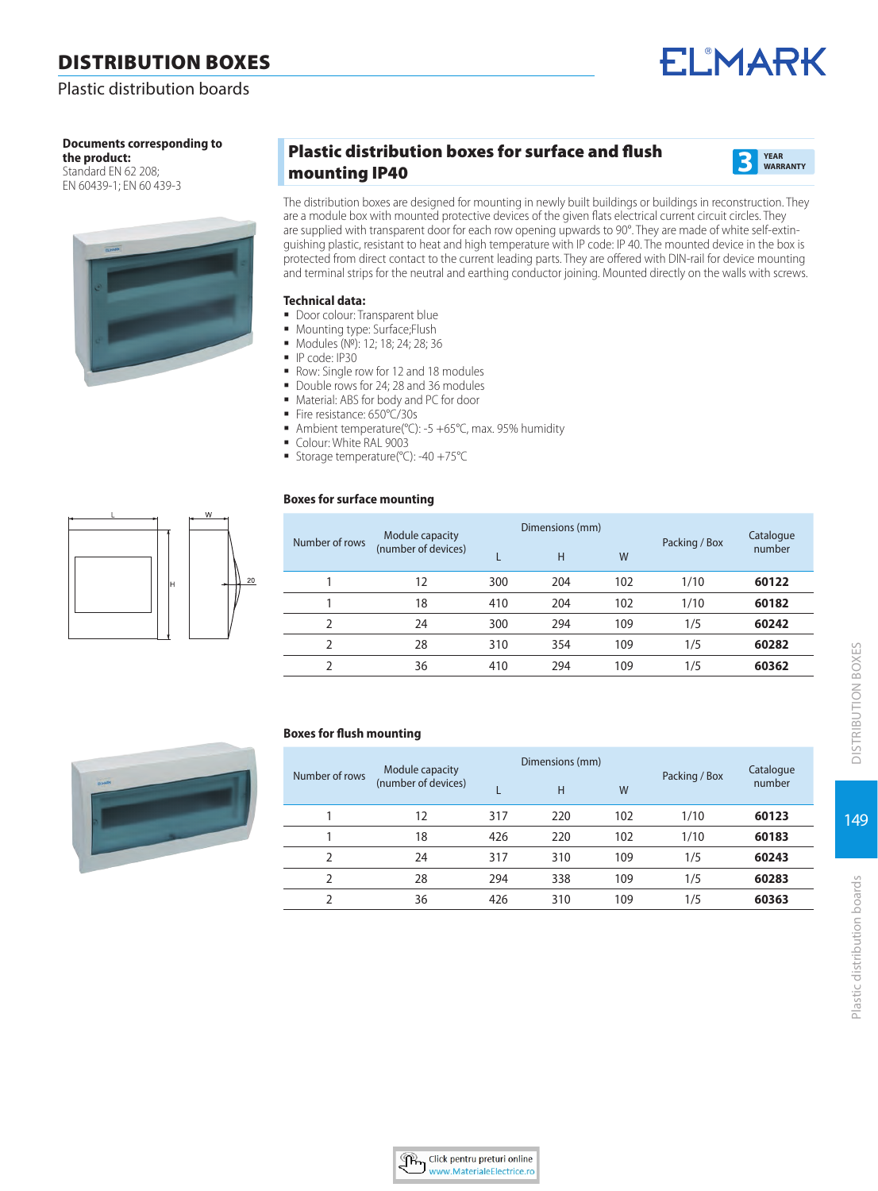# DISTRIBUTION BOXES

Plastic distribution boards

**Documents corresponding to the product:**
Standard EN 62 208;
EN 60439-1; EN 60 439-3

## Plastic distribution boxes for surface and flush mounting IP40

3 YEAR WARRANTY

The distribution boxes are designed for mounting in newly built buildings or buildings in reconstruction. They are a module box with mounted protective devices of the given flats electrical current circuit circles. They are supplied with transparent door for each row opening upwards to 90°. They are made of white self-extinguishing plastic, resistant to heat and high temperature with IP code: IP 40. The mounted device in the box is protected from direct contact to the current leading parts. They are offered with DIN-rail for device mounting and terminal strips for the neutral and earthing conductor joining. Mounted directly on the walls with screws.

**Technical data:**

- Door colour: Transparent blue
- Mounting type: Surface;Flush
- Modules (№): 12; 18; 24; 28; 36
- IP code: IP30
- Row: Single row for 12 and 18 modules
- Double rows for 24; 28 and 36 modules
- Material: ABS for body and PC for door
- Fire resistance: 650°C/30s
- Ambient temperature(°C): -5 +65°C, max. 95% humidity
- Colour: White RAL 9003
- Storage temperature(°C): -40 +75°C

### Boxes for surface mounting

| Number of rows | Module capacity (number of devices) | Dimensions (mm) | | | Packing / Box | Catalogue number |
|---|---|---|---|---|---|---|
| | | L | H | W | | |
| 1 | 12 | 300 | 204 | 102 | 1/10 | **60122** |
| 1 | 18 | 410 | 204 | 102 | 1/10 | **60182** |
| 2 | 24 | 300 | 294 | 109 | 1/5 | **60242** |
| 2 | 28 | 310 | 354 | 109 | 1/5 | **60282** |
| 2 | 36 | 410 | 294 | 109 | 1/5 | **60362** |

### Boxes for flush mounting

| Number of rows | Module capacity (number of devices) | Dimensions (mm) | | | Packing / Box | Catalogue number |
|---|---|---|---|---|---|---|
| | | L | H | W | | |
| 1 | 12 | 317 | 220 | 102 | 1/10 | **60123** |
| 1 | 18 | 426 | 220 | 102 | 1/10 | **60183** |
| 2 | 24 | 317 | 310 | 109 | 1/5 | **60243** |
| 2 | 28 | 294 | 338 | 109 | 1/5 | **60283** |
| 2 | 36 | 426 | 310 | 109 | 1/5 | **60363** |

Click pentru preturi online
www.MaterialeElectrice.ro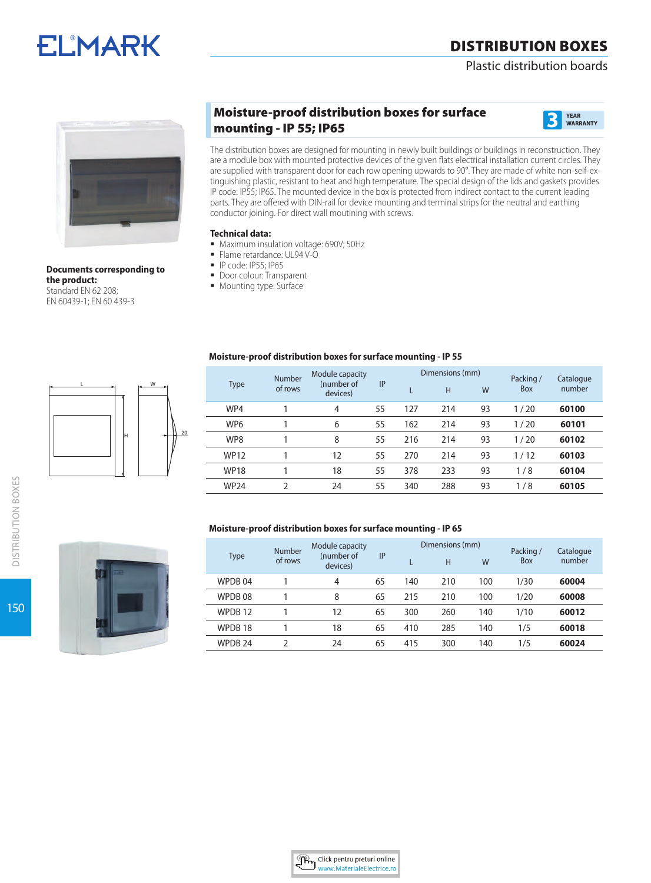# DISTRIBUTION BOXES

Plastic distribution boards

## Moisture-proof distribution boxes for surface mounting - IP 55; IP65

3 YEAR WARRANTY

The distribution boxes are designed for mounting in newly built buildings or buildings in reconstruction. They are a module box with mounted protective devices of the given flats electrical installation current circles. They are supplied with transparent door for each row opening upwards to 90°. They are made of white non-self-extinguishing plastic, resistant to heat and high temperature. The special design of the lids and gaskets provides IP code: IP55; IP65. The mounted device in the box is protected from indirect contact to the current leading parts. They are offered with DIN-rail for device mounting and terminal strips for the neutral and earthing conductor joining. For direct wall moutining with screws.

**Technical data:**

- Maximum insulation voltage: 690V; 50Hz
- Flame retardance: UL94 V-O
- IP code: IP55; IP65
- Door colour: Transparent
- Mounting type: Surface

**Documents corresponding to the product:**
Standard EN 62 208;
EN 60439-1; EN 60 439-3

### Moisture-proof distribution boxes for surface mounting - IP 55

| Type | Number of rows | Module capacity (number of devices) | IP | Dimensions (mm) | | | Packing / Box | Catalogue number |
|---|---|---|---|---|---|---|---|---|
| | | | | L | H | W | | |
| WP4 | 1 | 4 | 55 | 127 | 214 | 93 | 1 / 20 | **60100** |
| WP6 | 1 | 6 | 55 | 162 | 214 | 93 | 1 / 20 | **60101** |
| WP8 | 1 | 8 | 55 | 216 | 214 | 93 | 1 / 20 | **60102** |
| WP12 | 1 | 12 | 55 | 270 | 214 | 93 | 1 / 12 | **60103** |
| WP18 | 1 | 18 | 55 | 378 | 233 | 93 | 1 / 8 | **60104** |
| WP24 | 2 | 24 | 55 | 340 | 288 | 93 | 1 / 8 | **60105** |

### Moisture-proof distribution boxes for surface mounting - IP 65

| Type | Number of rows | Module capacity (number of devices) | IP | Dimensions (mm) | | | Packing / Box | Catalogue number |
|---|---|---|---|---|---|---|---|---|
| | | | | L | H | W | | |
| WPDB 04 | 1 | 4 | 65 | 140 | 210 | 100 | 1/30 | **60004** |
| WPDB 08 | 1 | 8 | 65 | 215 | 210 | 100 | 1/20 | **60008** |
| WPDB 12 | 1 | 12 | 65 | 300 | 260 | 140 | 1/10 | **60012** |
| WPDB 18 | 1 | 18 | 65 | 410 | 285 | 140 | 1/5 | **60018** |
| WPDB 24 | 2 | 24 | 65 | 415 | 300 | 140 | 1/5 | **60024** |

Click pentru preturi online
www.MaterialeElectrice.ro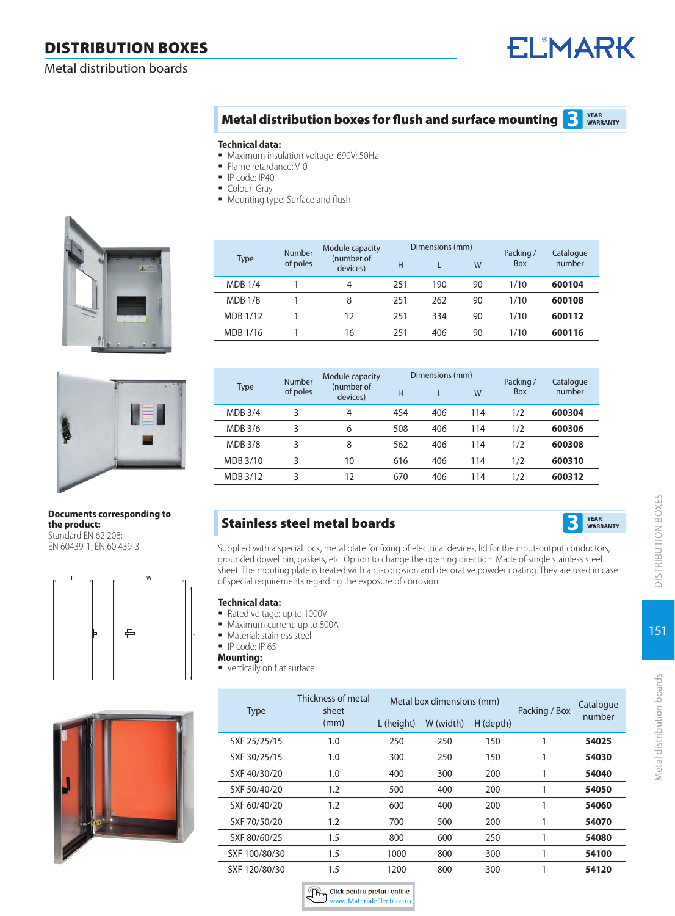# DISTRIBUTION BOXES

Metal distribution boards

## Metal distribution boxes for flush and surface mounting

3 YEAR WARRANTY

**Technical data:**

- Maximum insulation voltage: 690V; 50Hz
- Flame retardance: V-0
- IP code: IP40
- Colour: Gray
- Mounting type: Surface and flush

| Type | Number of poles | Module capacity (number of devices) | Dimensions (mm) | | | Packing / Box | Catalogue number |
|---|---|---|---|---|---|---|---|
| | | | H | L | W | | |
| MDB 1/4 | 1 | 4 | 251 | 190 | 90 | 1/10 | **600104** |
| MDB 1/8 | 1 | 8 | 251 | 262 | 90 | 1/10 | **600108** |
| MDB 1/12 | 1 | 12 | 251 | 334 | 90 | 1/10 | **600112** |
| MDB 1/16 | 1 | 16 | 251 | 406 | 90 | 1/10 | **600116** |

| Type | Number of poles | Module capacity (number of devices) | Dimensions (mm) | | | Packing / Box | Catalogue number |
|---|---|---|---|---|---|---|---|
| | | | H | L | W | | |
| MDB 3/4 | 3 | 4 | 454 | 406 | 114 | 1/2 | **600304** |
| MDB 3/6 | 3 | 6 | 508 | 406 | 114 | 1/2 | **600306** |
| MDB 3/8 | 3 | 8 | 562 | 406 | 114 | 1/2 | **600308** |
| MDB 3/10 | 3 | 10 | 616 | 406 | 114 | 1/2 | **600310** |
| MDB 3/12 | 3 | 12 | 670 | 406 | 114 | 1/2 | **600312** |

**Documents corresponding to the product:**
Standard EN 62 208;
EN 60439-1; EN 60 439-3

## Stainless steel metal boards

3 YEAR WARRANTY

Supplied with a special lock, metal plate for fixing of electrical devices, lid for the input-output conductors, grounded dowel pin, gaskets, etc. Option to change the opening direction. Made of single stainless steel sheet. The mouting plate is treated with anti-corrosion and decorative powder coating. They are used in case of special requirements regarding the exposure of corrosion.

**Technical data:**

- Rated voltage: up to 1000V
- Maximum current: up to 800A
- Material: stainless steel
- IP code: IP 65

**Mounting:**

- vertically on flat surface

| Type | Thickness of metal sheet (mm) | Metal box dimensions (mm) | | | Packing / Box | Catalogue number |
|---|---|---|---|---|---|---|
| | | L (height) | W (width) | H (depth) | | |
| SXF 25/25/15 | 1.0 | 250 | 250 | 150 | 1 | **54025** |
| SXF 30/25/15 | 1.0 | 300 | 250 | 150 | 1 | **54030** |
| SXF 40/30/20 | 1.0 | 400 | 300 | 200 | 1 | **54040** |
| SXF 50/40/20 | 1.2 | 500 | 400 | 200 | 1 | **54050** |
| SXF 60/40/20 | 1.2 | 600 | 400 | 200 | 1 | **54060** |
| SXF 70/50/20 | 1.2 | 700 | 500 | 200 | 1 | **54070** |
| SXF 80/60/25 | 1.5 | 800 | 600 | 250 | 1 | **54080** |
| SXF 100/80/30 | 1.5 | 1000 | 800 | 300 | 1 | **54100** |
| SXF 120/80/30 | 1.5 | 1200 | 800 | 300 | 1 | **54120** |

Click pentru preturi online www.MaterialeElectrice.ro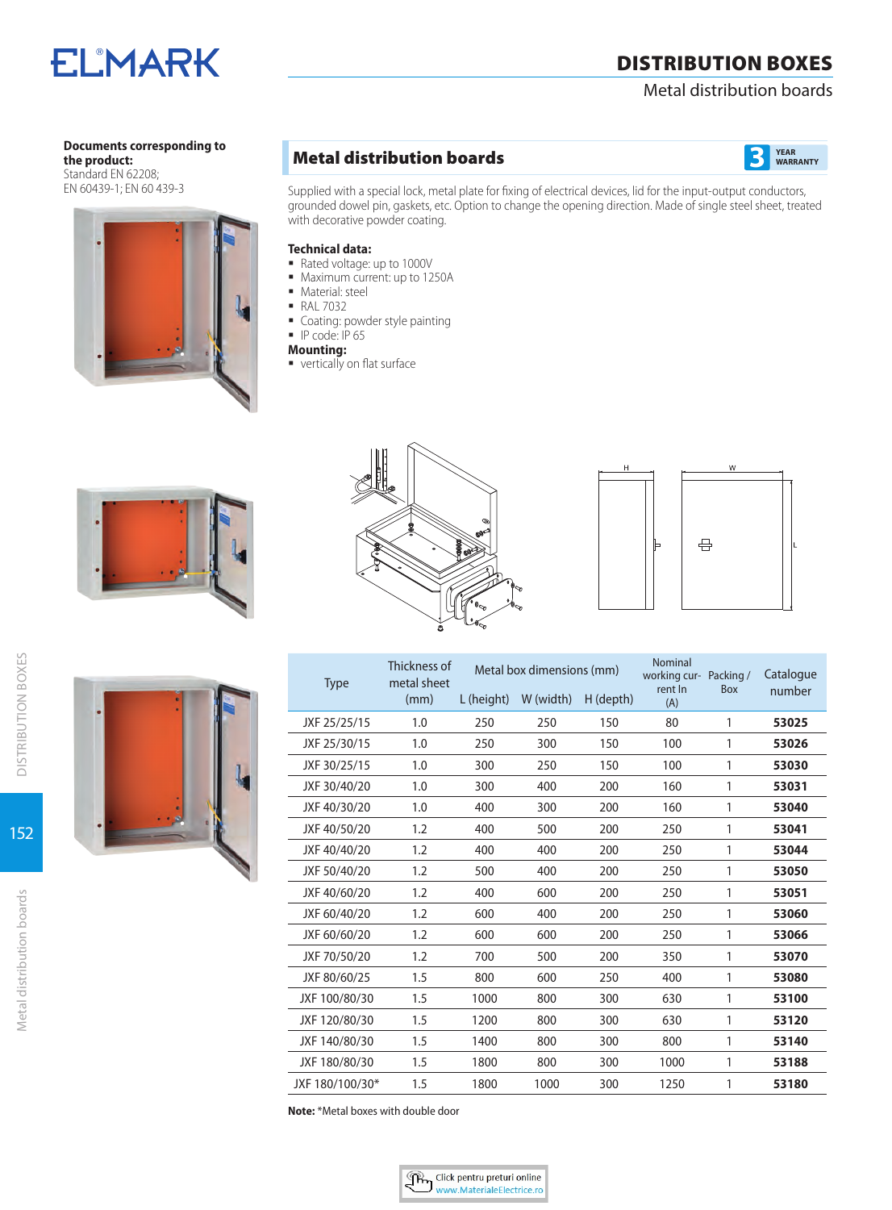# DISTRIBUTION BOXES

Metal distribution boards

**Documents corresponding to the product:**
Standard EN 62208;
EN 60439-1; EN 60 439-3

## Metal distribution boards

3 YEAR WARRANTY

Supplied with a special lock, metal plate for fixing of electrical devices, lid for the input-output conductors, grounded dowel pin, gaskets, etc. Option to change the opening direction. Made of single steel sheet, treated with decorative powder coating.

**Technical data:**

- Rated voltage: up to 1000V
- Maximum current: up to 1250A
- Material: steel
- RAL 7032
- Coating: powder style painting
- IP code: IP 65

**Mounting:**

- vertically on flat surface

| Type | Thickness of metal sheet (mm) | Metal box dimensions (mm) | | | Nominal working current In (A) | Packing / Box | Catalogue number |
|---|---|---|---|---|---|---|---|
| | | L (height) | W (width) | H (depth) | | | |
| JXF 25/25/15 | 1.0 | 250 | 250 | 150 | 80 | 1 | **53025** |
| JXF 25/30/15 | 1.0 | 250 | 300 | 150 | 100 | 1 | **53026** |
| JXF 30/25/15 | 1.0 | 300 | 250 | 150 | 100 | 1 | **53030** |
| JXF 30/40/20 | 1.0 | 300 | 400 | 200 | 160 | 1 | **53031** |
| JXF 40/30/20 | 1.0 | 400 | 300 | 200 | 160 | 1 | **53040** |
| JXF 40/50/20 | 1.2 | 400 | 500 | 200 | 250 | 1 | **53041** |
| JXF 40/40/20 | 1.2 | 400 | 400 | 200 | 250 | 1 | **53044** |
| JXF 50/40/20 | 1.2 | 500 | 400 | 200 | 250 | 1 | **53050** |
| JXF 40/60/20 | 1.2 | 400 | 600 | 200 | 250 | 1 | **53051** |
| JXF 60/40/20 | 1.2 | 600 | 400 | 200 | 250 | 1 | **53060** |
| JXF 60/60/20 | 1.2 | 600 | 600 | 200 | 250 | 1 | **53066** |
| JXF 70/50/20 | 1.2 | 700 | 500 | 200 | 350 | 1 | **53070** |
| JXF 80/60/25 | 1.5 | 800 | 600 | 250 | 400 | 1 | **53080** |
| JXF 100/80/30 | 1.5 | 1000 | 800 | 300 | 630 | 1 | **53100** |
| JXF 120/80/30 | 1.5 | 1200 | 800 | 300 | 630 | 1 | **53120** |
| JXF 140/80/30 | 1.5 | 1400 | 800 | 300 | 800 | 1 | **53140** |
| JXF 180/80/30 | 1.5 | 1800 | 800 | 300 | 1000 | 1 | **53188** |
| JXF 180/100/30* | 1.5 | 1800 | 1000 | 300 | 1250 | 1 | **53180** |

**Note:** *Metal boxes with double door

Click pentru preturi online
www.MaterialeElectrice.ro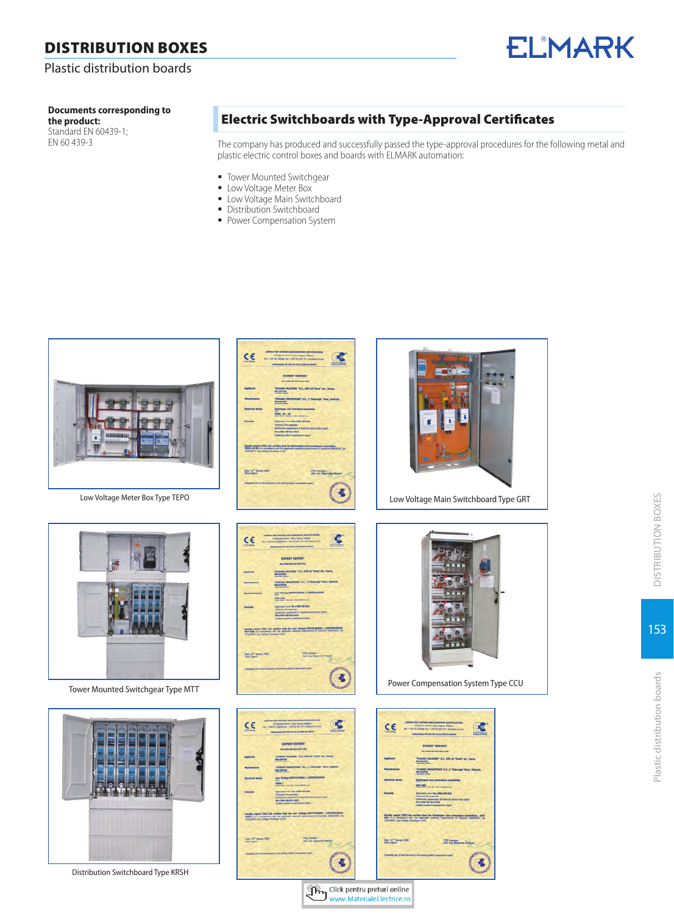# DISTRIBUTION BOXES

Plastic distribution boards

**Documents corresponding to the product:**
Standard EN 60439-1;
EN 60 439-3

## Electric Switchboards with Type-Approval Certificates

The company has produced and successfully passed the type-approval procedures for the following metal and plastic electric control boxes and boards with ELMARK automation:

- Tower Mounted Switchgear
- Low Voltage Meter Box
- Low Voltage Main Switchboard
- Distribution Switchboard
- Power Compensation System

Low Voltage Meter Box Type TEPO

Low Voltage Main Switchboard Type GRT

Tower Mounted Switchgear Type MTT

Power Compensation System Type CCU

Distribution Switchboard Type KRSH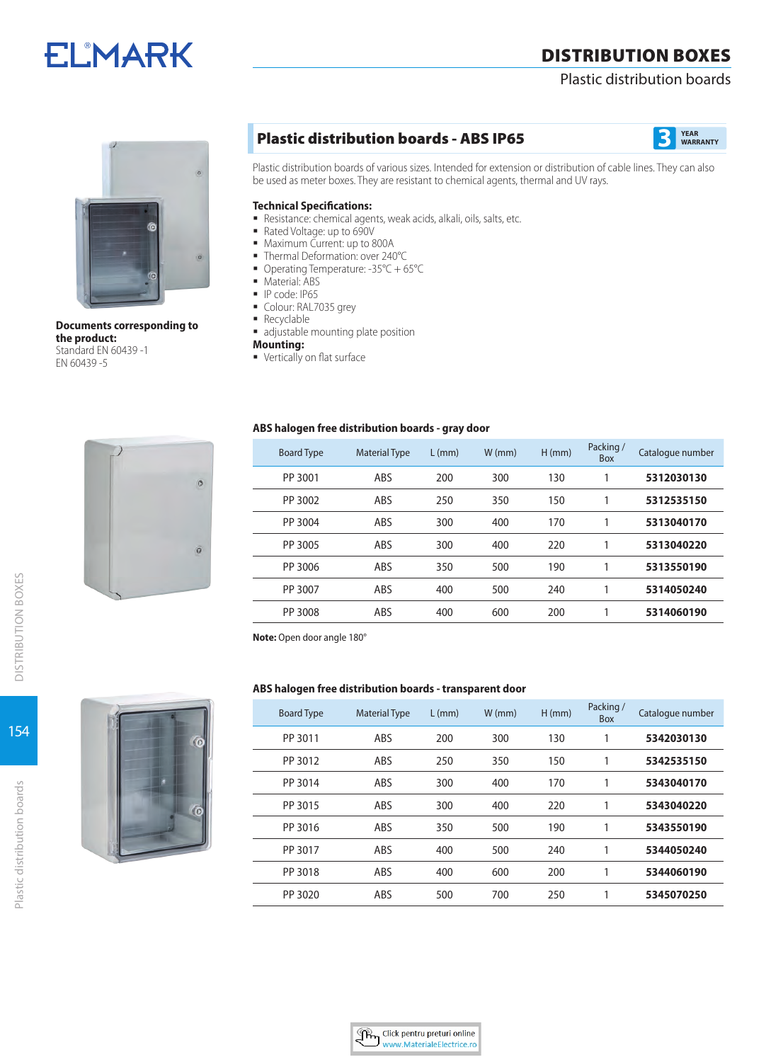# Plastic distribution boards - ABS IP65

3 YEAR WARRANTY

Plastic distribution boards of various sizes. Intended for extension or distribution of cable lines. They can also be used as meter boxes. They are resistant to chemical agents, thermal and UV rays.

**Technical Specifications:**

- Resistance: chemical agents, weak acids, alkali, oils, salts, etc.
- Rated Voltage: up to 690V
- Maximum Current: up to 800A
- Thermal Deformation: over 240°C
- Operating Temperature: -35°C + 65°C
- Material: ABS
- IP code: IP65
- Colour: RAL7035 grey
- Recyclable
- adjustable mounting plate position

**Mounting:**

- Vertically on flat surface

**Documents corresponding to the product:**
Standard EN 60439 -1
EN 60439 -5

### ABS halogen free distribution boards - gray door

| Board Type | Material Type | L (mm) | W (mm) | H (mm) | Packing / Box | Catalogue number |
|---|---|---|---|---|---|---|
| PP 3001 | ABS | 200 | 300 | 130 | 1 | **5312030130** |
| PP 3002 | ABS | 250 | 350 | 150 | 1 | **5312535150** |
| PP 3004 | ABS | 300 | 400 | 170 | 1 | **5313040170** |
| PP 3005 | ABS | 300 | 400 | 220 | 1 | **5313040220** |
| PP 3006 | ABS | 350 | 500 | 190 | 1 | **5313550190** |
| PP 3007 | ABS | 400 | 500 | 240 | 1 | **5314050240** |
| PP 3008 | ABS | 400 | 600 | 200 | 1 | **5314060190** |

**Note:** Open door angle 180°

### ABS halogen free distribution boards - transparent door

| Board Type | Material Type | L (mm) | W (mm) | H (mm) | Packing / Box | Catalogue number |
|---|---|---|---|---|---|---|
| PP 3011 | ABS | 200 | 300 | 130 | 1 | **5342030130** |
| PP 3012 | ABS | 250 | 350 | 150 | 1 | **5342535150** |
| PP 3014 | ABS | 300 | 400 | 170 | 1 | **5343040170** |
| PP 3015 | ABS | 300 | 400 | 220 | 1 | **5343040220** |
| PP 3016 | ABS | 350 | 500 | 190 | 1 | **5343550190** |
| PP 3017 | ABS | 400 | 500 | 240 | 1 | **5344050240** |
| PP 3018 | ABS | 400 | 600 | 200 | 1 | **5344060190** |
| PP 3020 | ABS | 500 | 700 | 250 | 1 | **5345070250** |

Click pentru preturi online
www.MaterialeElectrice.ro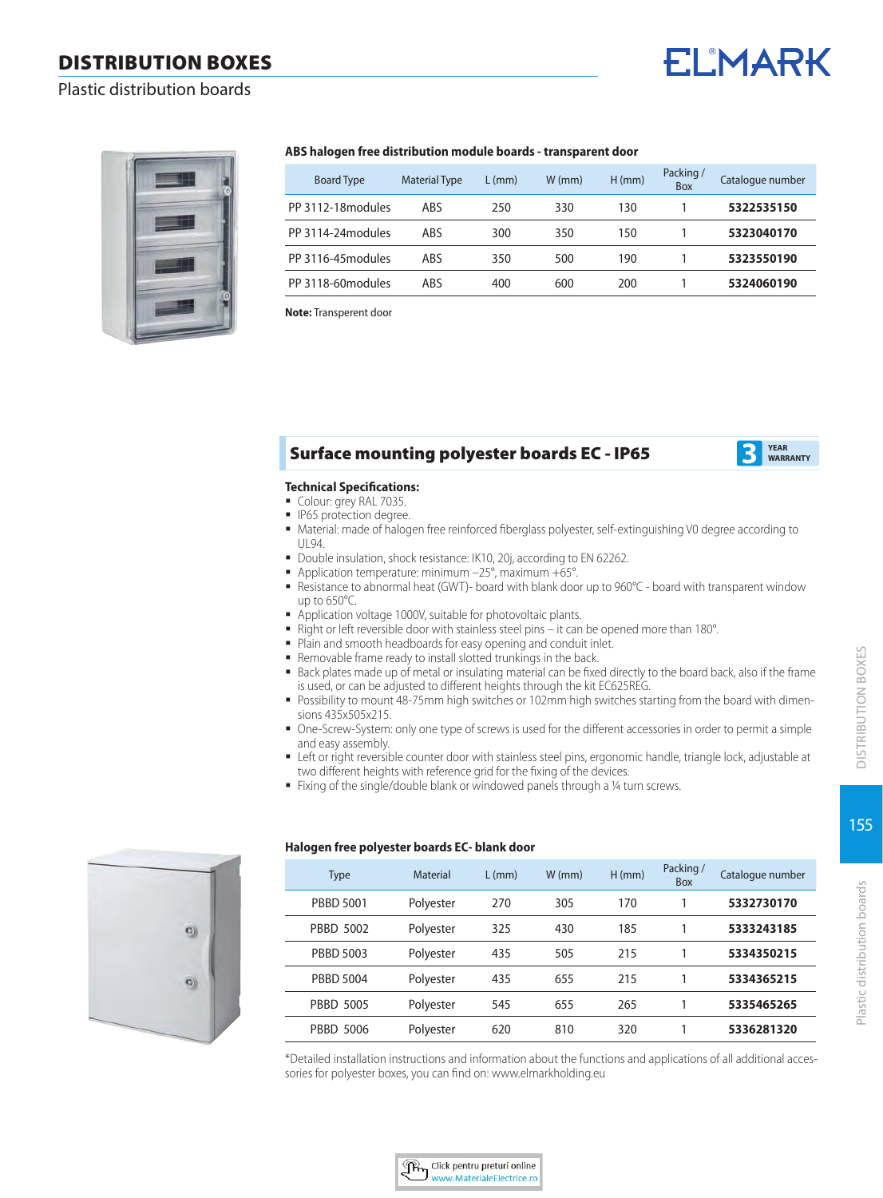# DISTRIBUTION BOXES

Plastic distribution boards

### ABS halogen free distribution module boards - transparent door

| Board Type | Material Type | L (mm) | W (mm) | H (mm) | Packing / Box | Catalogue number |
|---|---|---|---|---|---|---|
| PP 3112-18modules | ABS | 250 | 330 | 130 | 1 | **5322535150** |
| PP 3114-24modules | ABS | 300 | 350 | 150 | 1 | **5323040170** |
| PP 3116-45modules | ABS | 350 | 500 | 190 | 1 | **5323550190** |
| PP 3118-60modules | ABS | 400 | 600 | 200 | 1 | **5324060190** |

**Note:** Transperent door

## Surface mounting polyester boards EC - IP65

3 YEAR WARRANTY

**Technical Specifications:**

- Colour: grey RAL 7035.
- IP65 protection degree.
- Material: made of halogen free reinforced fiberglass polyester, self-extinguishing V0 degree according to UL94.
- Double insulation, shock resistance: IK10, 20j, according to EN 62262.
- Application temperature: minimum –25°, maximum +65°.
- Resistance to abnormal heat (GWT)- board with blank door up to 960°C - board with transparent window up to 650°C.
- Application voltage 1000V, suitable for photovoltaic plants.
- Right or left reversible door with stainless steel pins – it can be opened more than 180°.
- Plain and smooth headboards for easy opening and conduit inlet.
- Removable frame ready to install slotted trunkings in the back.
- Back plates made up of metal or insulating material can be fixed directly to the board back, also if the frame is used, or can be adjusted to different heights through the kit EC625REG.
- Possibility to mount 48-75mm high switches or 102mm high switches starting from the board with dimensions 435x505x215.
- One-Screw-System: only one type of screws is used for the different accessories in order to permit a simple and easy assembly.
- Left or right reversible counter door with stainless steel pins, ergonomic handle, triangle lock, adjustable at two different heights with reference grid for the fixing of the devices.
- Fixing of the single/double blank or windowed panels through a ¼ turn screws.

### Halogen free polyester boards EC- blank door

| Type | Material | L (mm) | W (mm) | H (mm) | Packing / Box | Catalogue number |
|---|---|---|---|---|---|---|
| PBBD 5001 | Polyester | 270 | 305 | 170 | 1 | **5332730170** |
| PBBD 5002 | Polyester | 325 | 430 | 185 | 1 | **5333243185** |
| PBBD 5003 | Polyester | 435 | 505 | 215 | 1 | **5334350215** |
| PBBD 5004 | Polyester | 435 | 655 | 215 | 1 | **5334365215** |
| PBBD 5005 | Polyester | 545 | 655 | 265 | 1 | **5335465265** |
| PBBD 5006 | Polyester | 620 | 810 | 320 | 1 | **5336281320** |

*Detailed installation instructions and information about the functions and applications of all additional accessories for polyester boxes, you can find on: www.elmarkholding.eu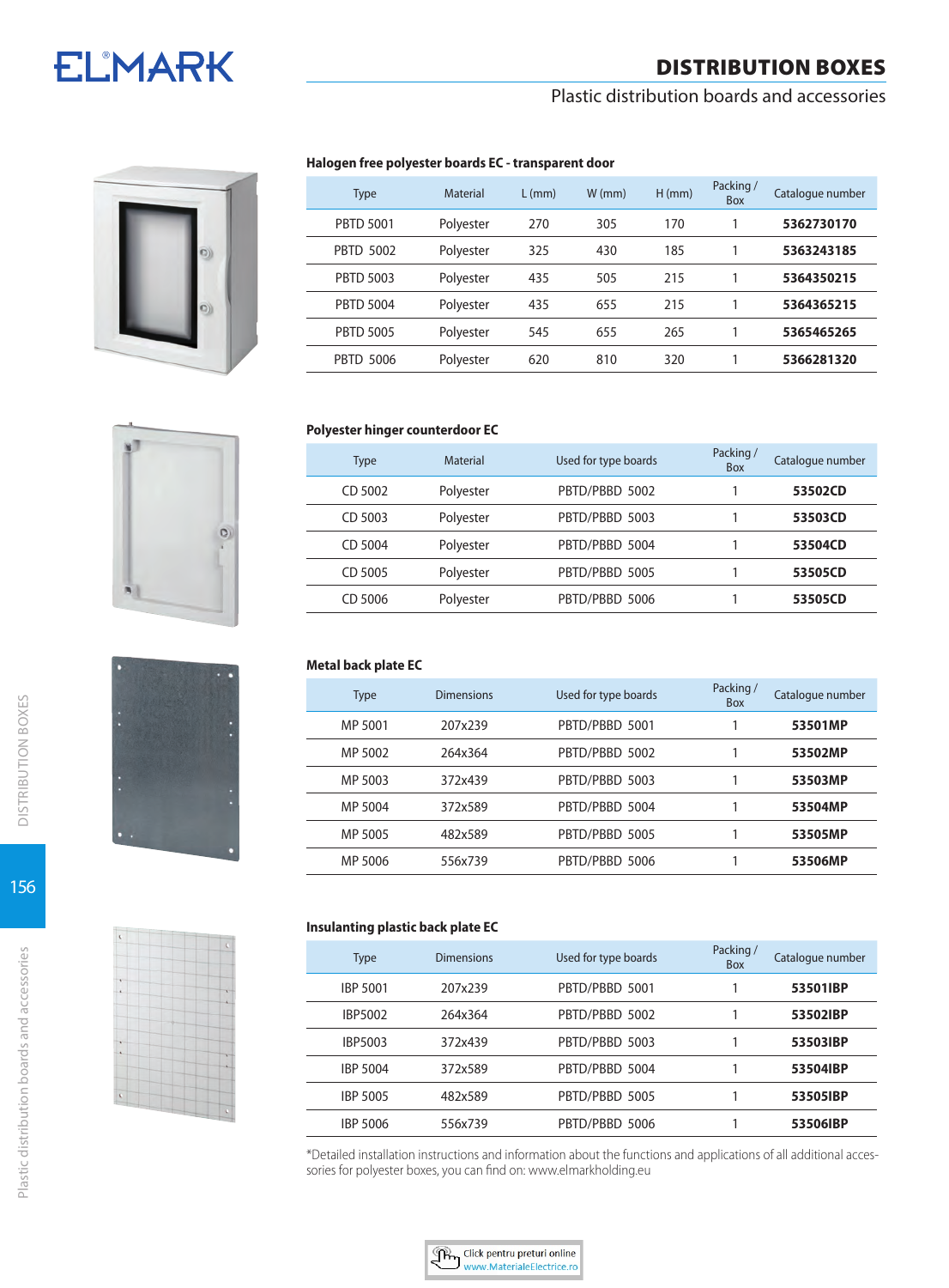# DISTRIBUTION BOXES

Plastic distribution boards and accessories

### Halogen free polyester boards EC - transparent door

| Type | Material | L (mm) | W (mm) | H (mm) | Packing / Box | Catalogue number |
|---|---|---|---|---|---|---|
| PBTD 5001 | Polyester | 270 | 305 | 170 | 1 | **5362730170** |
| PBTD 5002 | Polyester | 325 | 430 | 185 | 1 | **5363243185** |
| PBTD 5003 | Polyester | 435 | 505 | 215 | 1 | **5364350215** |
| PBTD 5004 | Polyester | 435 | 655 | 215 | 1 | **5364365215** |
| PBTD 5005 | Polyester | 545 | 655 | 265 | 1 | **5365465265** |
| PBTD 5006 | Polyester | 620 | 810 | 320 | 1 | **5366281320** |

### Polyester hinger counterdoor EC

| Type | Material | Used for type boards | Packing / Box | Catalogue number |
|---|---|---|---|---|
| CD 5002 | Polyester | PBTD/PBBD 5002 | 1 | **53502CD** |
| CD 5003 | Polyester | PBTD/PBBD 5003 | 1 | **53503CD** |
| CD 5004 | Polyester | PBTD/PBBD 5004 | 1 | **53504CD** |
| CD 5005 | Polyester | PBTD/PBBD 5005 | 1 | **53505CD** |
| CD 5006 | Polyester | PBTD/PBBD 5006 | 1 | **53505CD** |

### Metal back plate EC

| Type | Dimensions | Used for type boards | Packing / Box | Catalogue number |
|---|---|---|---|---|
| MP 5001 | 207x239 | PBTD/PBBD 5001 | 1 | **53501MP** |
| MP 5002 | 264x364 | PBTD/PBBD 5002 | 1 | **53502MP** |
| MP 5003 | 372x439 | PBTD/PBBD 5003 | 1 | **53503MP** |
| MP 5004 | 372x589 | PBTD/PBBD 5004 | 1 | **53504MP** |
| MP 5005 | 482x589 | PBTD/PBBD 5005 | 1 | **53505MP** |
| MP 5006 | 556x739 | PBTD/PBBD 5006 | 1 | **53506MP** |

### Insulanting plastic back plate EC

| Type | Dimensions | Used for type boards | Packing / Box | Catalogue number |
|---|---|---|---|---|
| IBP 5001 | 207x239 | PBTD/PBBD 5001 | 1 | **53501IBP** |
| IBP5002 | 264x364 | PBTD/PBBD 5002 | 1 | **53502IBP** |
| IBP5003 | 372x439 | PBTD/PBBD 5003 | 1 | **53503IBP** |
| IBP 5004 | 372x589 | PBTD/PBBD 5004 | 1 | **53504IBP** |
| IBP 5005 | 482x589 | PBTD/PBBD 5005 | 1 | **53505IBP** |
| IBP 5006 | 556x739 | PBTD/PBBD 5006 | 1 | **53506IBP** |

*Detailed installation instructions and information about the functions and applications of all additional accessories for polyester boxes, you can find on: www.elmarkholding.eu

Click pentru preturi online
www.MaterialeElectrice.ro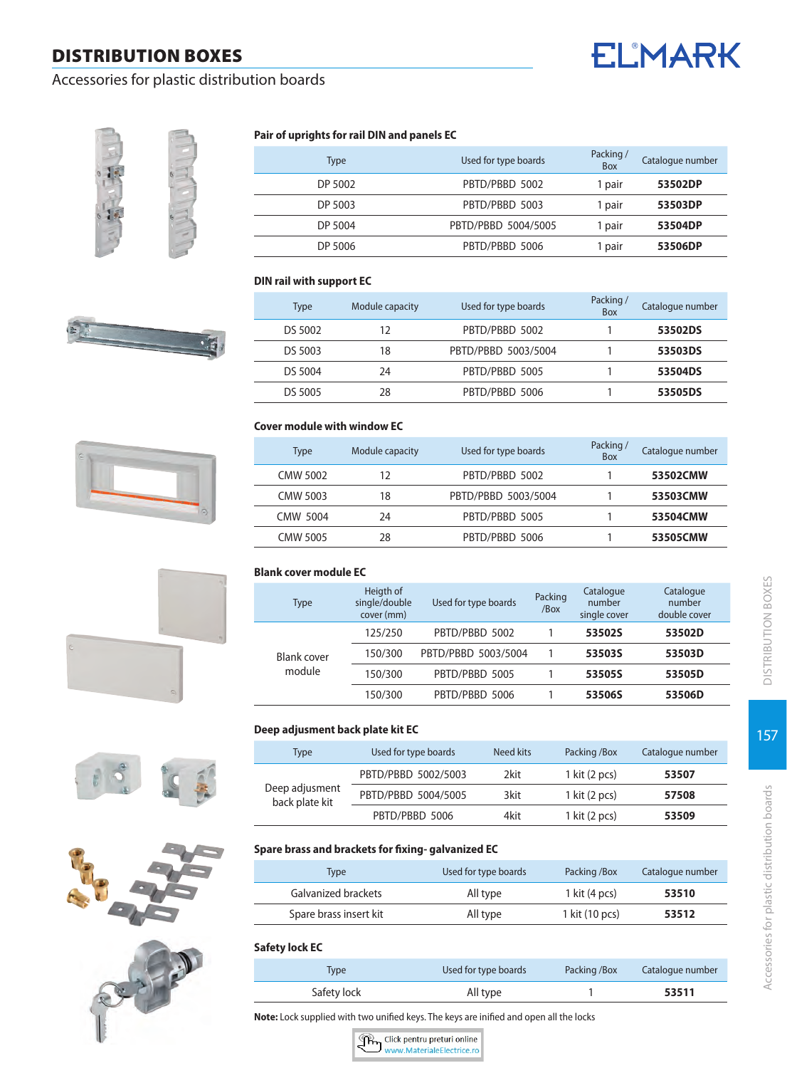# DISTRIBUTION BOXES

Accessories for plastic distribution boards

### Pair of uprights for rail DIN and panels EC

| Type | Used for type boards | Packing / Box | Catalogue number |
|---|---|---|---|
| DP 5002 | PBTD/PBBD 5002 | 1 pair | **53502DP** |
| DP 5003 | PBTD/PBBD 5003 | 1 pair | **53503DP** |
| DP 5004 | PBTD/PBBD 5004/5005 | 1 pair | **53504DP** |
| DP 5006 | PBTD/PBBD 5006 | 1 pair | **53506DP** |

### DIN rail with support EC

| Type | Module capacity | Used for type boards | Packing / Box | Catalogue number |
|---|---|---|---|---|
| DS 5002 | 12 | PBTD/PBBD 5002 | 1 | **53502DS** |
| DS 5003 | 18 | PBTD/PBBD 5003/5004 | 1 | **53503DS** |
| DS 5004 | 24 | PBTD/PBBD 5005 | 1 | **53504DS** |
| DS 5005 | 28 | PBTD/PBBD 5006 | 1 | **53505DS** |

### Cover module with window EC

| Type | Module capacity | Used for type boards | Packing / Box | Catalogue number |
|---|---|---|---|---|
| CMW 5002 | 12 | PBTD/PBBD 5002 | 1 | **53502CMW** |
| CMW 5003 | 18 | PBTD/PBBD 5003/5004 | 1 | **53503CMW** |
| CMW 5004 | 24 | PBTD/PBBD 5005 | 1 | **53504CMW** |
| CMW 5005 | 28 | PBTD/PBBD 5006 | 1 | **53505CMW** |

### Blank cover module EC

| Type | Heigth of single/double cover (mm) | Used for type boards | Packing /Box | Catalogue number single cover | Catalogue number double cover |
|---|---|---|---|---|---|
| Blank cover module | 125/250 | PBTD/PBBD 5002 | 1 | **53502S** | **53502D** |
| | 150/300 | PBTD/PBBD 5003/5004 | 1 | **53503S** | **53503D** |
| | 150/300 | PBTD/PBBD 5005 | 1 | **53505S** | **53505D** |
| | 150/300 | PBTD/PBBD 5006 | 1 | **53506S** | **53506D** |

### Deep adjusment back plate kit EC

| Type | Used for type boards | Need kits | Packing /Box | Catalogue number |
|---|---|---|---|---|
| Deep adjusment back plate kit | PBTD/PBBD 5002/5003 | 2kit | 1 kit (2 pcs) | **53507** |
| | PBTD/PBBD 5004/5005 | 3kit | 1 kit (2 pcs) | **57508** |
| | PBTD/PBBD 5006 | 4kit | 1 kit (2 pcs) | **53509** |

### Spare brass and brackets for fixing- galvanized EC

| Type | Used for type boards | Packing /Box | Catalogue number |
|---|---|---|---|
| Galvanized brackets | All type | 1 kit (4 pcs) | **53510** |
| Spare brass insert kit | All type | 1 kit (10 pcs) | **53512** |

### Safety lock EC

| Type | Used for type boards | Packing /Box | Catalogue number |
|---|---|---|---|
| Safety lock | All type | 1 | **53511** |

**Note:** Lock supplied with two unified keys. The keys are inified and open all the locks